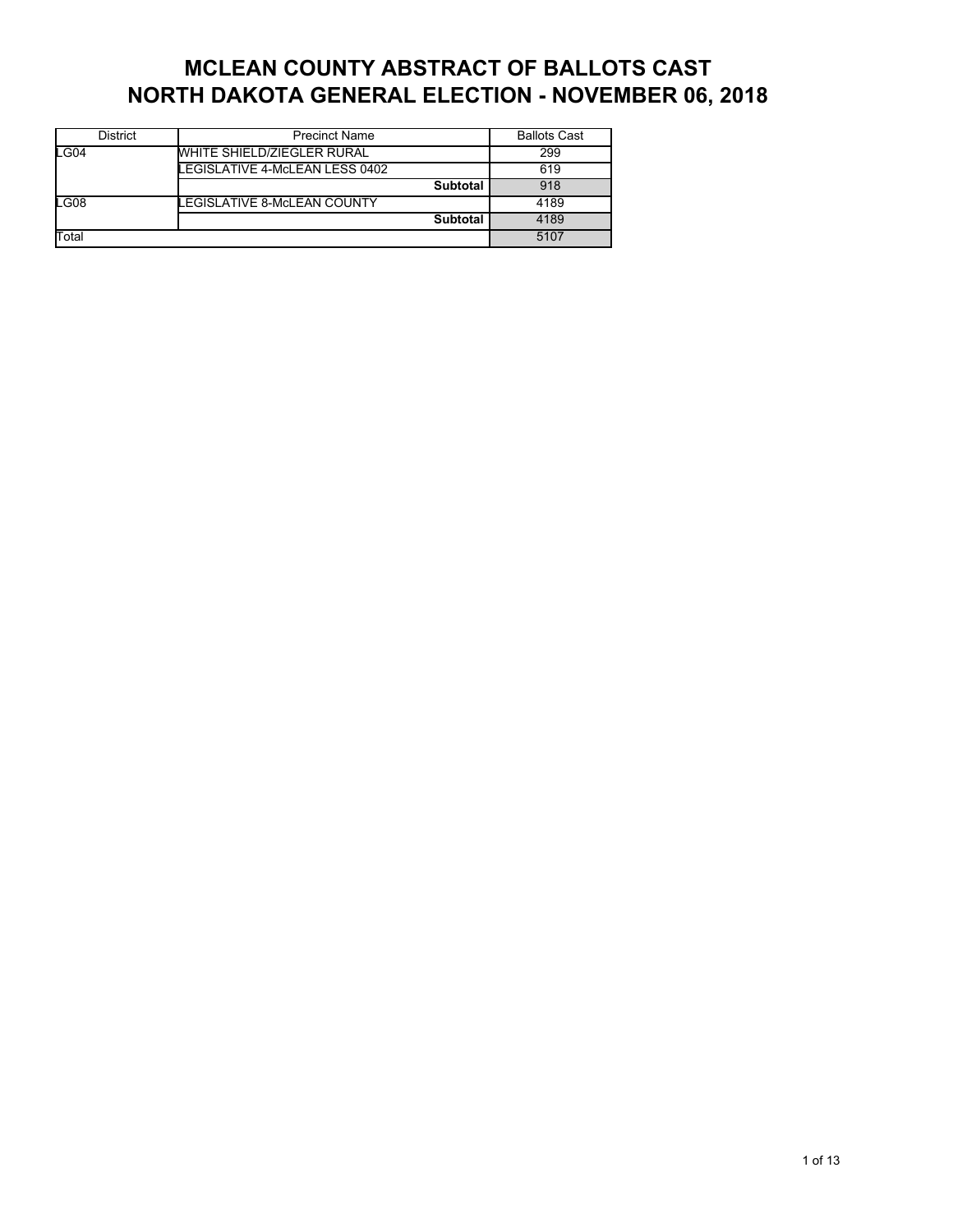# MCLEAN COUNTY ABSTRACT OF BALLOTS CAST
# NORTH DAKOTA GENERAL ELECTION - NOVEMBER 06, 2018

| District | Precinct Name | Ballots Cast |
| --- | --- | --- |
| LG04 | WHITE SHIELD/ZIEGLER RURAL | 299 |
| | LEGISLATIVE 4-McLEAN LESS 0402 | 619 |
| | **Subtotal** | 918 |
| LG08 | LEGISLATIVE 8-McLEAN COUNTY | 4189 |
| | **Subtotal** | 4189 |
| Total | | 5107 |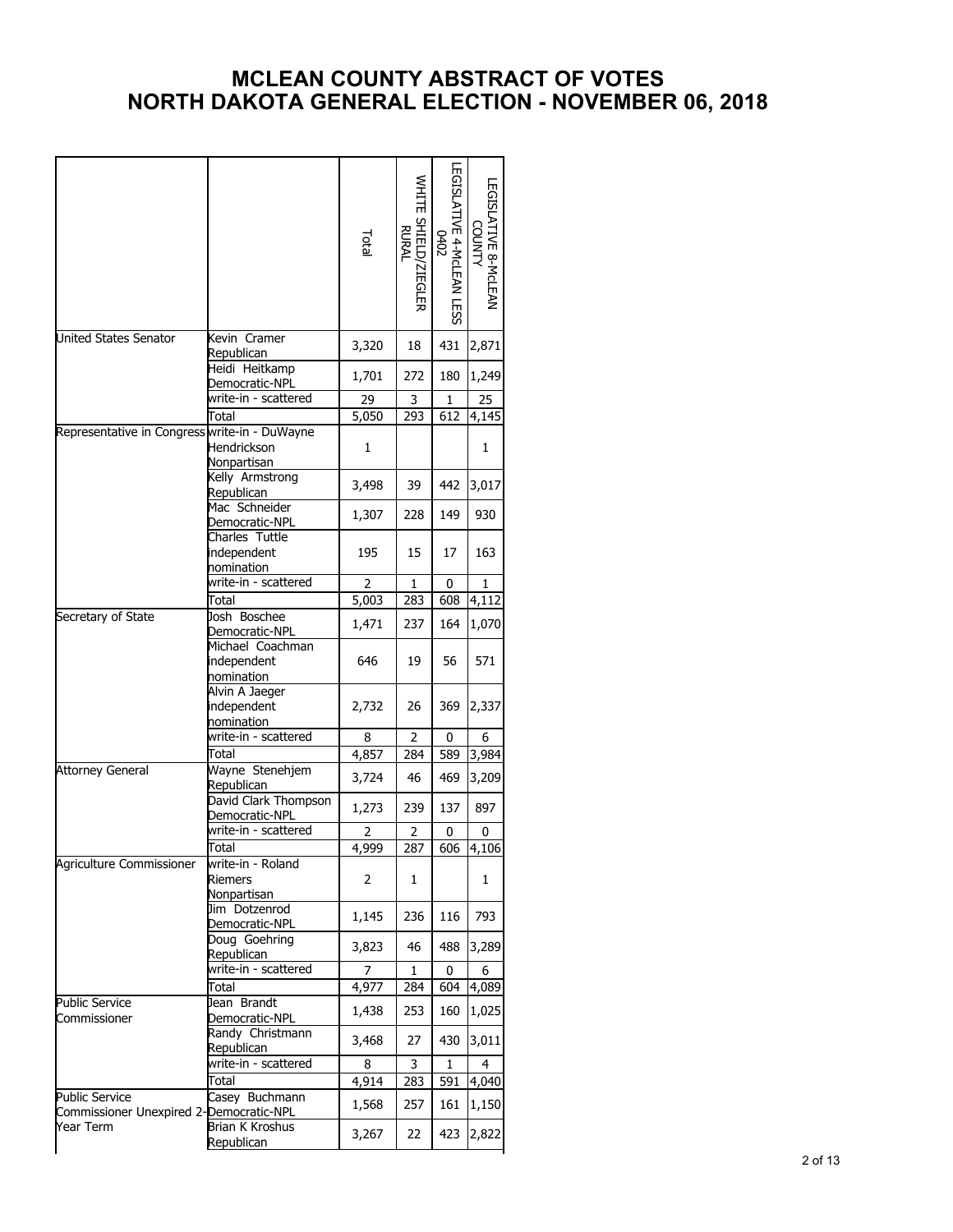# MCLEAN COUNTY ABSTRACT OF VOTES
# NORTH DAKOTA GENERAL ELECTION - NOVEMBER 06, 2018

| | | Total | WHITE SHIELD/ZIEGLER RURAL | LEGISLATIVE 4-McLEAN LESS 0402 | LEGISLATIVE 8-McLEAN COUNTY |
|---|---|---|---|---|---|
| United States Senator | Kevin Cramer Republican | 3,320 | 18 | 431 | 2,871 |
| | Heidi Heitkamp Democratic-NPL | 1,701 | 272 | 180 | 1,249 |
| | write-in - scattered | 29 | 3 | 1 | 25 |
| | Total | 5,050 | 293 | 612 | 4,145 |
| Representative in Congress | write-in - DuWayne Hendrickson Nonpartisan | 1 | | | 1 |
| | Kelly Armstrong Republican | 3,498 | 39 | 442 | 3,017 |
| | Mac Schneider Democratic-NPL | 1,307 | 228 | 149 | 930 |
| | Charles Tuttle independent nomination | 195 | 15 | 17 | 163 |
| | write-in - scattered | 2 | 1 | 0 | 1 |
| | Total | 5,003 | 283 | 608 | 4,112 |
| Secretary of State | Josh Boschee Democratic-NPL | 1,471 | 237 | 164 | 1,070 |
| | Michael Coachman independent nomination | 646 | 19 | 56 | 571 |
| | Alvin A Jaeger independent nomination | 2,732 | 26 | 369 | 2,337 |
| | write-in - scattered | 8 | 2 | 0 | 6 |
| | Total | 4,857 | 284 | 589 | 3,984 |
| Attorney General | Wayne Stenehjem Republican | 3,724 | 46 | 469 | 3,209 |
| | David Clark Thompson Democratic-NPL | 1,273 | 239 | 137 | 897 |
| | write-in - scattered | 2 | 2 | 0 | 0 |
| | Total | 4,999 | 287 | 606 | 4,106 |
| Agriculture Commissioner | write-in - Roland Riemers Nonpartisan | 2 | 1 | | 1 |
| | Jim Dotzenrod Democratic-NPL | 1,145 | 236 | 116 | 793 |
| | Doug Goehring Republican | 3,823 | 46 | 488 | 3,289 |
| | write-in - scattered | 7 | 1 | 0 | 6 |
| | Total | 4,977 | 284 | 604 | 4,089 |
| Public Service Commissioner | Jean Brandt Democratic-NPL | 1,438 | 253 | 160 | 1,025 |
| | Randy Christmann Republican | 3,468 | 27 | 430 | 3,011 |
| | write-in - scattered | 8 | 3 | 1 | 4 |
| | Total | 4,914 | 283 | 591 | 4,040 |
| Public Service Commissioner Unexpired 2-Year Term | Casey Buchmann Democratic-NPL | 1,568 | 257 | 161 | 1,150 |
| | Brian K Kroshus Republican | 3,267 | 22 | 423 | 2,822 |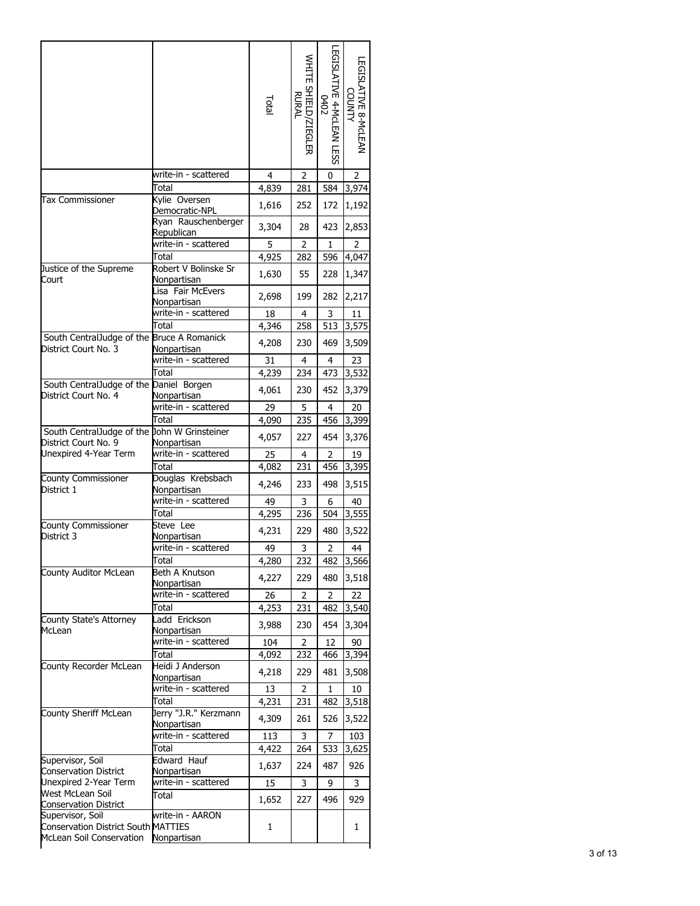| | | Total | WHITE SHIELD/ZIEGLER RURAL | LEGISLATIVE 4-McLEAN LESS 0402 | LEGISLATIVE 8-McLEAN COUNTY |
|---|---|---|---|---|---|
| | write-in - scattered | 4 | 2 | 0 | 2 |
| | Total | 4,839 | 281 | 584 | 3,974 |
| Tax Commissioner | Kylie Oversen Democratic-NPL | 1,616 | 252 | 172 | 1,192 |
| | Ryan Rauschenberger Republican | 3,304 | 28 | 423 | 2,853 |
| | write-in - scattered | 5 | 2 | 1 | 2 |
| | Total | 4,925 | 282 | 596 | 4,047 |
| Justice of the Supreme Court | Robert V Bolinske Sr Nonpartisan | 1,630 | 55 | 228 | 1,347 |
| | Lisa Fair McEvers Nonpartisan | 2,698 | 199 | 282 | 2,217 |
| | write-in - scattered | 18 | 4 | 3 | 11 |
| | Total | 4,346 | 258 | 513 | 3,575 |
| South CentralJudge of the District Court No. 3 | Bruce A Romanick Nonpartisan | 4,208 | 230 | 469 | 3,509 |
| | write-in - scattered | 31 | 4 | 4 | 23 |
| | Total | 4,239 | 234 | 473 | 3,532 |
| South CentralJudge of the District Court No. 4 | Daniel Borgen Nonpartisan | 4,061 | 230 | 452 | 3,379 |
| | write-in - scattered | 29 | 5 | 4 | 20 |
| | Total | 4,090 | 235 | 456 | 3,399 |
| South CentralJudge of the District Court No. 9 Unexpired 4-Year Term | John W Grinsteiner Nonpartisan | 4,057 | 227 | 454 | 3,376 |
| | write-in - scattered | 25 | 4 | 2 | 19 |
| | Total | 4,082 | 231 | 456 | 3,395 |
| County Commissioner District 1 | Douglas Krebsbach Nonpartisan | 4,246 | 233 | 498 | 3,515 |
| | write-in - scattered | 49 | 3 | 6 | 40 |
| | Total | 4,295 | 236 | 504 | 3,555 |
| County Commissioner District 3 | Steve Lee Nonpartisan | 4,231 | 229 | 480 | 3,522 |
| | write-in - scattered | 49 | 3 | 2 | 44 |
| | Total | 4,280 | 232 | 482 | 3,566 |
| County Auditor McLean | Beth A Knutson Nonpartisan | 4,227 | 229 | 480 | 3,518 |
| | write-in - scattered | 26 | 2 | 2 | 22 |
| | Total | 4,253 | 231 | 482 | 3,540 |
| County State's Attorney McLean | Ladd Erickson Nonpartisan | 3,988 | 230 | 454 | 3,304 |
| | write-in - scattered | 104 | 2 | 12 | 90 |
| | Total | 4,092 | 232 | 466 | 3,394 |
| County Recorder McLean | Heidi J Anderson Nonpartisan | 4,218 | 229 | 481 | 3,508 |
| | write-in - scattered | 13 | 2 | 1 | 10 |
| | Total | 4,231 | 231 | 482 | 3,518 |
| County Sheriff McLean | Jerry "J.R." Kerzmann Nonpartisan | 4,309 | 261 | 526 | 3,522 |
| | write-in - scattered | 113 | 3 | 7 | 103 |
| | Total | 4,422 | 264 | 533 | 3,625 |
| Supervisor, Soil Conservation District Unexpired 2-Year Term West McLean Soil Conservation District | Edward Hauf Nonpartisan | 1,637 | 224 | 487 | 926 |
| | write-in - scattered | 15 | 3 | 9 | 3 |
| | Total | 1,652 | 227 | 496 | 929 |
| Supervisor, Soil Conservation District South McLean Soil Conservation | write-in - AARON MATTIES Nonpartisan | 1 | | | 1 |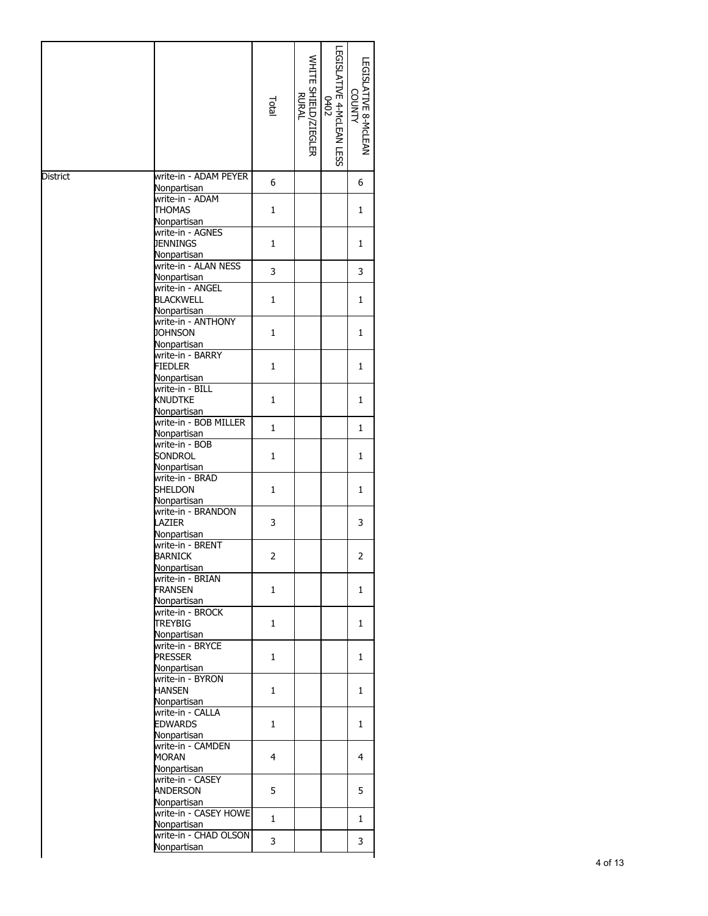|  |  | Total | WHITE SHIELD/ZIEGLER RURAL | LEGISLATIVE 4-McLEAN LESS 0402 | LEGISLATIVE 8-McLEAN COUNTY |
|---|---|---|---|---|---|
| District | write-in - ADAM PEYER Nonpartisan | 6 |  |  | 6 |
|  | write-in - ADAM THOMAS Nonpartisan | 1 |  |  | 1 |
|  | write-in - AGNES JENNINGS Nonpartisan | 1 |  |  | 1 |
|  | write-in - ALAN NESS Nonpartisan | 3 |  |  | 3 |
|  | write-in - ANGEL BLACKWELL Nonpartisan | 1 |  |  | 1 |
|  | write-in - ANTHONY JOHNSON Nonpartisan | 1 |  |  | 1 |
|  | write-in - BARRY FIEDLER Nonpartisan | 1 |  |  | 1 |
|  | write-in - BILL KNUDTKE Nonpartisan | 1 |  |  | 1 |
|  | write-in - BOB MILLER Nonpartisan | 1 |  |  | 1 |
|  | write-in - BOB SONDROL Nonpartisan | 1 |  |  | 1 |
|  | write-in - BRAD SHELDON Nonpartisan | 1 |  |  | 1 |
|  | write-in - BRANDON LAZIER Nonpartisan | 3 |  |  | 3 |
|  | write-in - BRENT BARNICK Nonpartisan | 2 |  |  | 2 |
|  | write-in - BRIAN FRANSEN Nonpartisan | 1 |  |  | 1 |
|  | write-in - BROCK TREYBIG Nonpartisan | 1 |  |  | 1 |
|  | write-in - BRYCE PRESSER Nonpartisan | 1 |  |  | 1 |
|  | write-in - BYRON HANSEN Nonpartisan | 1 |  |  | 1 |
|  | write-in - CALLA EDWARDS Nonpartisan | 1 |  |  | 1 |
|  | write-in - CAMDEN MORAN Nonpartisan | 4 |  |  | 4 |
|  | write-in - CASEY ANDERSON Nonpartisan | 5 |  |  | 5 |
|  | write-in - CASEY HOWE Nonpartisan | 1 |  |  | 1 |
|  | write-in - CHAD OLSON Nonpartisan | 3 |  |  | 3 |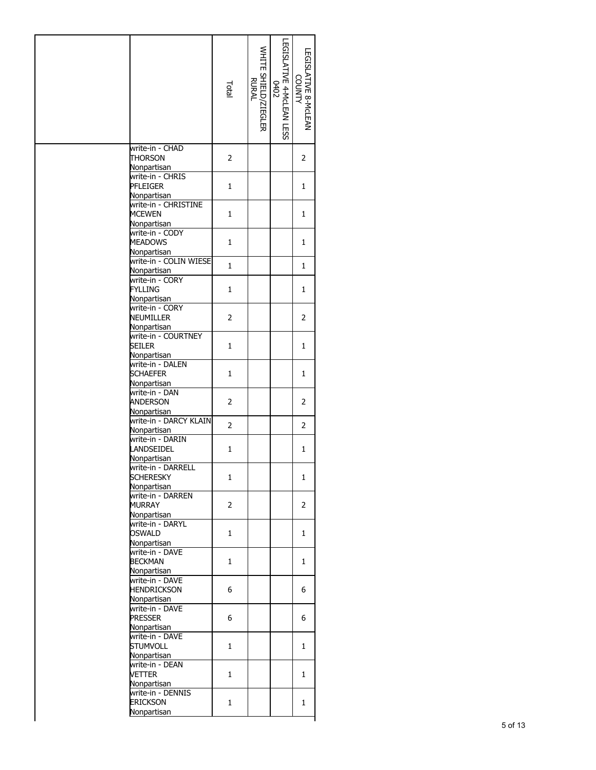| | | Total | WHITE SHIELD/ZIEGLER RURAL | LEGISLATIVE 4-McLEAN LESS 0402 | LEGISLATIVE 8-McLEAN COUNTY |
|---|---|---|---|---|---|
| | write-in - CHAD THORSON Nonpartisan | 2 | | | 2 |
| | write-in - CHRIS PFLEIGER Nonpartisan | 1 | | | 1 |
| | write-in - CHRISTINE MCEWEN Nonpartisan | 1 | | | 1 |
| | write-in - CODY MEADOWS Nonpartisan | 1 | | | 1 |
| | write-in - COLIN WIESE Nonpartisan | 1 | | | 1 |
| | write-in - CORY FYLLING Nonpartisan | 1 | | | 1 |
| | write-in - CORY NEUMILLER Nonpartisan | 2 | | | 2 |
| | write-in - COURTNEY SEILER Nonpartisan | 1 | | | 1 |
| | write-in - DALEN SCHAEFER Nonpartisan | 1 | | | 1 |
| | write-in - DAN ANDERSON Nonpartisan | 2 | | | 2 |
| | write-in - DARCY KLAIN Nonpartisan | 2 | | | 2 |
| | write-in - DARIN LANDSEIDEL Nonpartisan | 1 | | | 1 |
| | write-in - DARRELL SCHERESKY Nonpartisan | 1 | | | 1 |
| | write-in - DARREN MURRAY Nonpartisan | 2 | | | 2 |
| | write-in - DARYL OSWALD Nonpartisan | 1 | | | 1 |
| | write-in - DAVE BECKMAN Nonpartisan | 1 | | | 1 |
| | write-in - DAVE HENDRICKSON Nonpartisan | 6 | | | 6 |
| | write-in - DAVE PRESSER Nonpartisan | 6 | | | 6 |
| | write-in - DAVE STUMVOLL Nonpartisan | 1 | | | 1 |
| | write-in - DEAN VETTER Nonpartisan | 1 | | | 1 |
| | write-in - DENNIS ERICKSON Nonpartisan | 1 | | | 1 |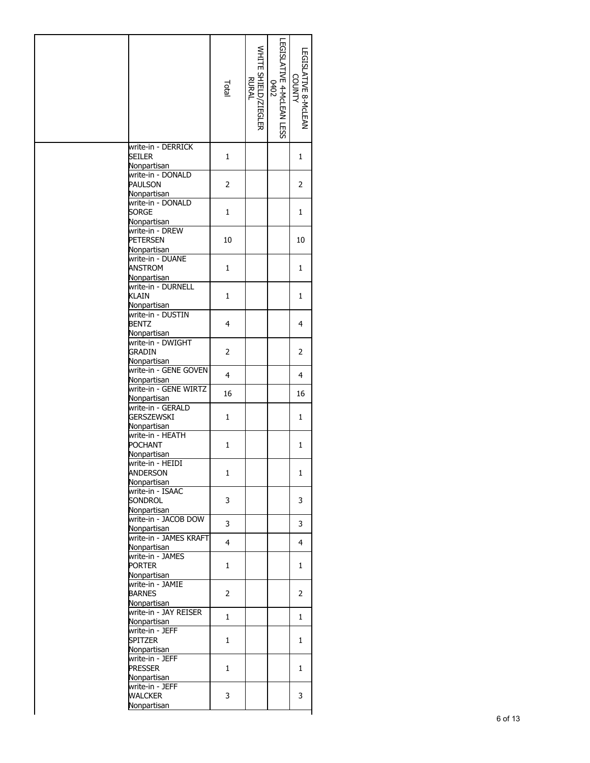| | | Total | WHITE SHIELD/ZIEGLER RURAL | LEGISLATIVE 4-McLEAN LESS 0402 | LEGISLATIVE 8-McLEAN COUNTY |
|---|---|---|---|---|---|
| | write-in - DERRICK SEILER Nonpartisan | 1 | | | 1 |
| | write-in - DONALD PAULSON Nonpartisan | 2 | | | 2 |
| | write-in - DONALD SORGE Nonpartisan | 1 | | | 1 |
| | write-in - DREW PETERSEN Nonpartisan | 10 | | | 10 |
| | write-in - DUANE ANSTROM Nonpartisan | 1 | | | 1 |
| | write-in - DURNELL KLAIN Nonpartisan | 1 | | | 1 |
| | write-in - DUSTIN BENTZ Nonpartisan | 4 | | | 4 |
| | write-in - DWIGHT GRADIN Nonpartisan | 2 | | | 2 |
| | write-in - GENE GOVEN Nonpartisan | 4 | | | 4 |
| | write-in - GENE WIRTZ Nonpartisan | 16 | | | 16 |
| | write-in - GERALD GERSZEWSKI Nonpartisan | 1 | | | 1 |
| | write-in - HEATH POCHANT Nonpartisan | 1 | | | 1 |
| | write-in - HEIDI ANDERSON Nonpartisan | 1 | | | 1 |
| | write-in - ISAAC SONDROL Nonpartisan | 3 | | | 3 |
| | write-in - JACOB DOW Nonpartisan | 3 | | | 3 |
| | write-in - JAMES KRAFT Nonpartisan | 4 | | | 4 |
| | write-in - JAMES PORTER Nonpartisan | 1 | | | 1 |
| | write-in - JAMIE BARNES Nonpartisan | 2 | | | 2 |
| | write-in - JAY REISER Nonpartisan | 1 | | | 1 |
| | write-in - JEFF SPITZER Nonpartisan | 1 | | | 1 |
| | write-in - JEFF PRESSER Nonpartisan | 1 | | | 1 |
| | write-in - JEFF WALCKER Nonpartisan | 3 | | | 3 |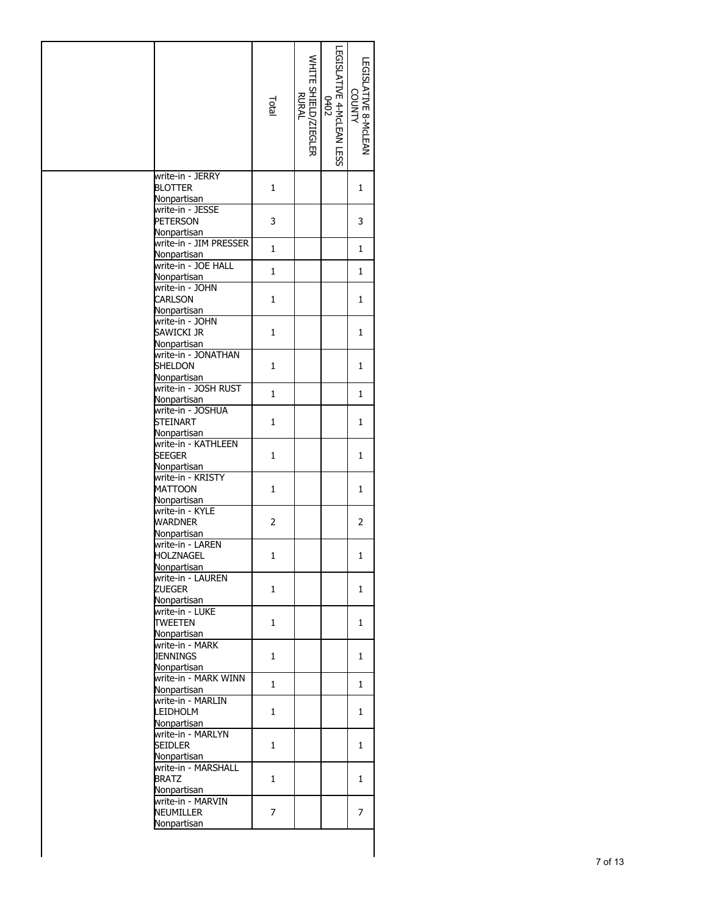| | | Total | WHITE SHIELD/ZIEGLER RURAL | LEGISLATIVE 4-McLEAN LESS 0402 | LEGISLATIVE 8-McLEAN COUNTY |
|---|---|---|---|---|---|
| | write-in - JERRY BLOTTER Nonpartisan | 1 | | | 1 |
| | write-in - JESSE PETERSON Nonpartisan | 3 | | | 3 |
| | write-in - JIM PRESSER Nonpartisan | 1 | | | 1 |
| | write-in - JOE HALL Nonpartisan | 1 | | | 1 |
| | write-in - JOHN CARLSON Nonpartisan | 1 | | | 1 |
| | write-in - JOHN SAWICKI JR Nonpartisan | 1 | | | 1 |
| | write-in - JONATHAN SHELDON Nonpartisan | 1 | | | 1 |
| | write-in - JOSH RUST Nonpartisan | 1 | | | 1 |
| | write-in - JOSHUA STEINART Nonpartisan | 1 | | | 1 |
| | write-in - KATHLEEN SEEGER Nonpartisan | 1 | | | 1 |
| | write-in - KRISTY MATTOON Nonpartisan | 1 | | | 1 |
| | write-in - KYLE WARDNER Nonpartisan | 2 | | | 2 |
| | write-in - LAREN HOLZNAGEL Nonpartisan | 1 | | | 1 |
| | write-in - LAUREN ZUEGER Nonpartisan | 1 | | | 1 |
| | write-in - LUKE TWEETEN Nonpartisan | 1 | | | 1 |
| | write-in - MARK JENNINGS Nonpartisan | 1 | | | 1 |
| | write-in - MARK WINN Nonpartisan | 1 | | | 1 |
| | write-in - MARLIN LEIDHOLM Nonpartisan | 1 | | | 1 |
| | write-in - MARLYN SEIDLER Nonpartisan | 1 | | | 1 |
| | write-in - MARSHALL BRATZ Nonpartisan | 1 | | | 1 |
| | write-in - MARVIN NEUMILLER Nonpartisan | 7 | | | 7 |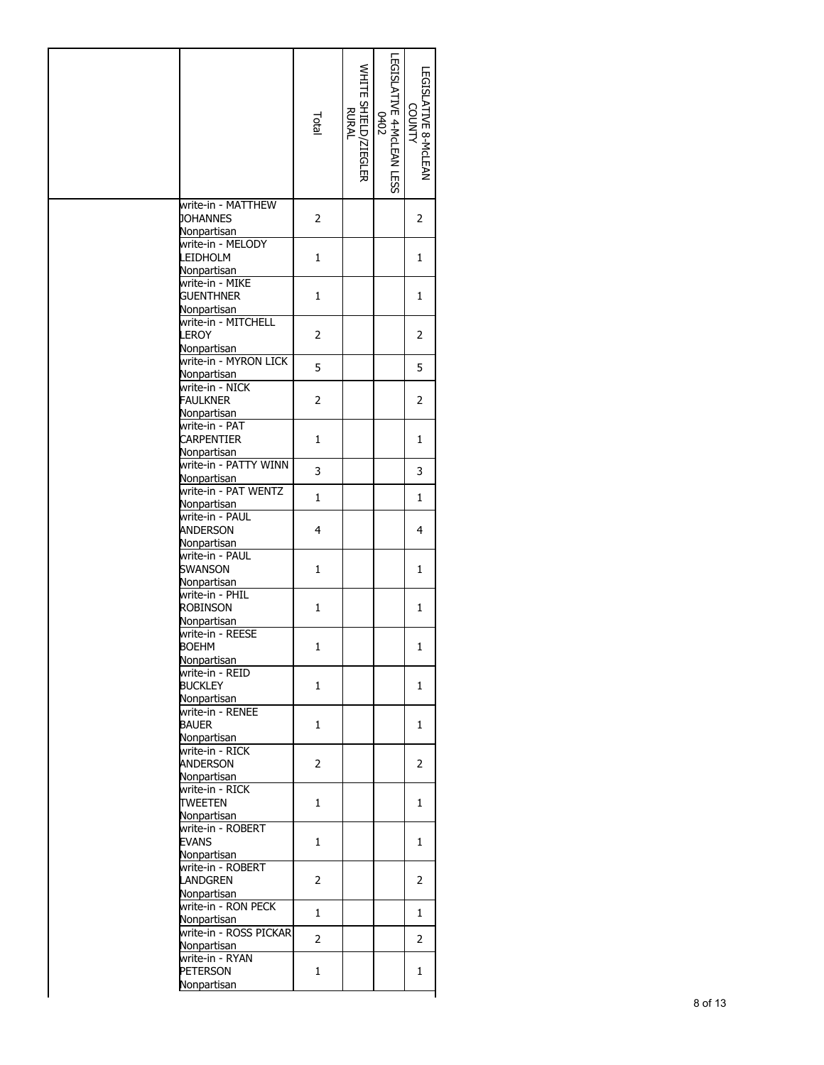| | | Total | WHITE SHIELD/ZIEGLER RURAL | LEGISLATIVE 4-McLEAN LESS 0402 | LEGISLATIVE 8-McLEAN COUNTY |
|---|---|---|---|---|---|
| | write-in - MATTHEW JOHANNES Nonpartisan | 2 | | | 2 |
| | write-in - MELODY LEIDHOLM Nonpartisan | 1 | | | 1 |
| | write-in - MIKE GUENTHNER Nonpartisan | 1 | | | 1 |
| | write-in - MITCHELL LEROY Nonpartisan | 2 | | | 2 |
| | write-in - MYRON LICK Nonpartisan | 5 | | | 5 |
| | write-in - NICK FAULKNER Nonpartisan | 2 | | | 2 |
| | write-in - PAT CARPENTIER Nonpartisan | 1 | | | 1 |
| | write-in - PATTY WINN Nonpartisan | 3 | | | 3 |
| | write-in - PAT WENTZ Nonpartisan | 1 | | | 1 |
| | write-in - PAUL ANDERSON Nonpartisan | 4 | | | 4 |
| | write-in - PAUL SWANSON Nonpartisan | 1 | | | 1 |
| | write-in - PHIL ROBINSON Nonpartisan | 1 | | | 1 |
| | write-in - REESE BOEHM Nonpartisan | 1 | | | 1 |
| | write-in - REID BUCKLEY Nonpartisan | 1 | | | 1 |
| | write-in - RENEE BAUER Nonpartisan | 1 | | | 1 |
| | write-in - RICK ANDERSON Nonpartisan | 2 | | | 2 |
| | write-in - RICK TWEETEN Nonpartisan | 1 | | | 1 |
| | write-in - ROBERT EVANS Nonpartisan | 1 | | | 1 |
| | write-in - ROBERT LANDGREN Nonpartisan | 2 | | | 2 |
| | write-in - RON PECK Nonpartisan | 1 | | | 1 |
| | write-in - ROSS PICKAR Nonpartisan | 2 | | | 2 |
| | write-in - RYAN PETERSON Nonpartisan | 1 | | | 1 |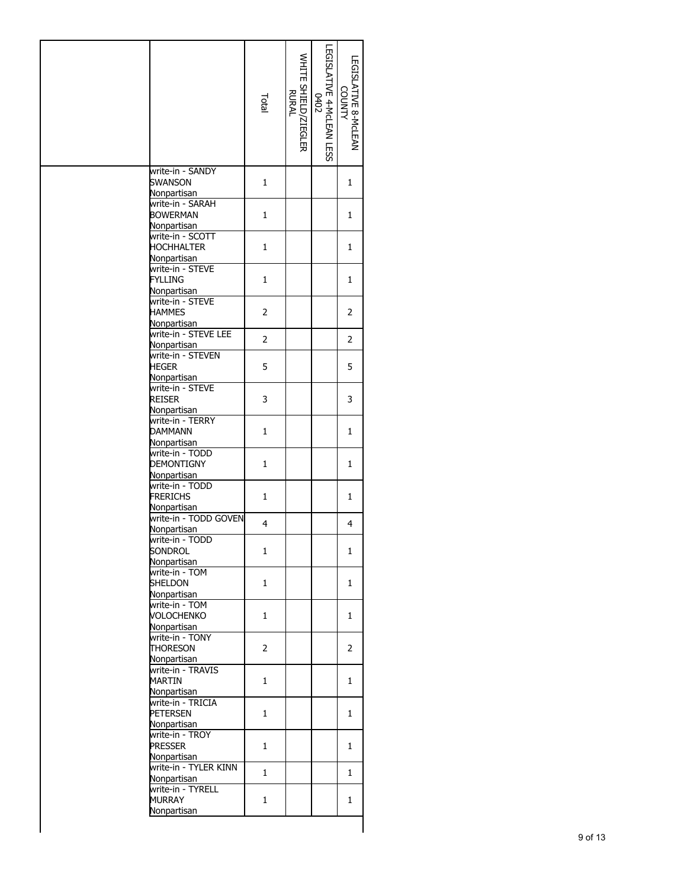| | | Total | WHITE SHIELD/ZIEGLER RURAL | LEGISLATIVE 4-McLEAN LESS 0402 | LEGISLATIVE 8-McLEAN COUNTY |
|---|---|---|---|---|---|
| | write-in - SANDY SWANSON Nonpartisan | 1 | | | 1 |
| | write-in - SARAH BOWERMAN Nonpartisan | 1 | | | 1 |
| | write-in - SCOTT HOCHHALTER Nonpartisan | 1 | | | 1 |
| | write-in - STEVE FYLLING Nonpartisan | 1 | | | 1 |
| | write-in - STEVE HAMMES Nonpartisan | 2 | | | 2 |
| | write-in - STEVE LEE Nonpartisan | 2 | | | 2 |
| | write-in - STEVEN HEGER Nonpartisan | 5 | | | 5 |
| | write-in - STEVE REISER Nonpartisan | 3 | | | 3 |
| | write-in - TERRY DAMMANN Nonpartisan | 1 | | | 1 |
| | write-in - TODD DEMONTIGNY Nonpartisan | 1 | | | 1 |
| | write-in - TODD FRERICHS Nonpartisan | 1 | | | 1 |
| | write-in - TODD GOVEN Nonpartisan | 4 | | | 4 |
| | write-in - TODD SONDROL Nonpartisan | 1 | | | 1 |
| | write-in - TOM SHELDON Nonpartisan | 1 | | | 1 |
| | write-in - TOM VOLOCHENKO Nonpartisan | 1 | | | 1 |
| | write-in - TONY THORESON Nonpartisan | 2 | | | 2 |
| | write-in - TRAVIS MARTIN Nonpartisan | 1 | | | 1 |
| | write-in - TRICIA PETERSEN Nonpartisan | 1 | | | 1 |
| | write-in - TROY PRESSER Nonpartisan | 1 | | | 1 |
| | write-in - TYLER KINN Nonpartisan | 1 | | | 1 |
| | write-in - TYRELL MURRAY Nonpartisan | 1 | | | 1 |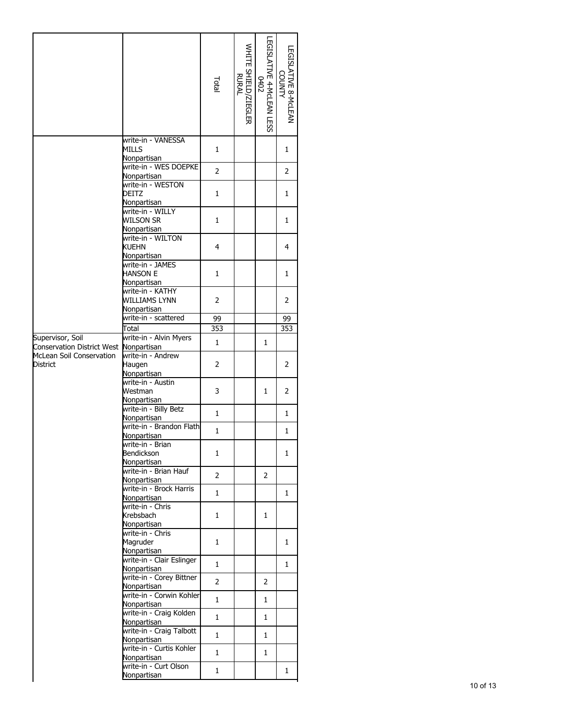| | | Total | WHITE SHIELD/ZIEGLER RURAL | LEGISLATIVE 4-McLEAN LESS 0402 | LEGISLATIVE 8-McLEAN COUNTY |
|---|---|---|---|---|---|
| | write-in - VANESSA MILLS Nonpartisan | 1 | | | 1 |
| | write-in - WES DOEPKE Nonpartisan | 2 | | | 2 |
| | write-in - WESTON DEITZ Nonpartisan | 1 | | | 1 |
| | write-in - WILLY WILSON SR Nonpartisan | 1 | | | 1 |
| | write-in - WILTON KUEHN Nonpartisan | 4 | | | 4 |
| | write-in - JAMES HANSON E Nonpartisan | 1 | | | 1 |
| | write-in - KATHY WILLIAMS LYNN Nonpartisan | 2 | | | 2 |
| | write-in - scattered | 99 | | | 99 |
| | Total | 353 | | | 353 |
| Supervisor, Soil Conservation District West McLean Soil Conservation District | write-in - Alvin Myers Nonpartisan | 1 | | 1 | |
| | write-in - Andrew Haugen Nonpartisan | 2 | | | 2 |
| | write-in - Austin Westman Nonpartisan | 3 | | 1 | 2 |
| | write-in - Billy Betz Nonpartisan | 1 | | | 1 |
| | write-in - Brandon Flath Nonpartisan | 1 | | | 1 |
| | write-in - Brian Bendickson Nonpartisan | 1 | | | 1 |
| | write-in - Brian Hauf Nonpartisan | 2 | | 2 | |
| | write-in - Brock Harris Nonpartisan | 1 | | | 1 |
| | write-in - Chris Krebsbach Nonpartisan | 1 | | 1 | |
| | write-in - Chris Magruder Nonpartisan | 1 | | | 1 |
| | write-in - Clair Eslinger Nonpartisan | 1 | | | 1 |
| | write-in - Corey Bittner Nonpartisan | 2 | | 2 | |
| | write-in - Corwin Kohler Nonpartisan | 1 | | 1 | |
| | write-in - Craig Kolden Nonpartisan | 1 | | 1 | |
| | write-in - Craig Talbott Nonpartisan | 1 | | 1 | |
| | write-in - Curtis Kohler Nonpartisan | 1 | | 1 | |
| | write-in - Curt Olson Nonpartisan | 1 | | | 1 |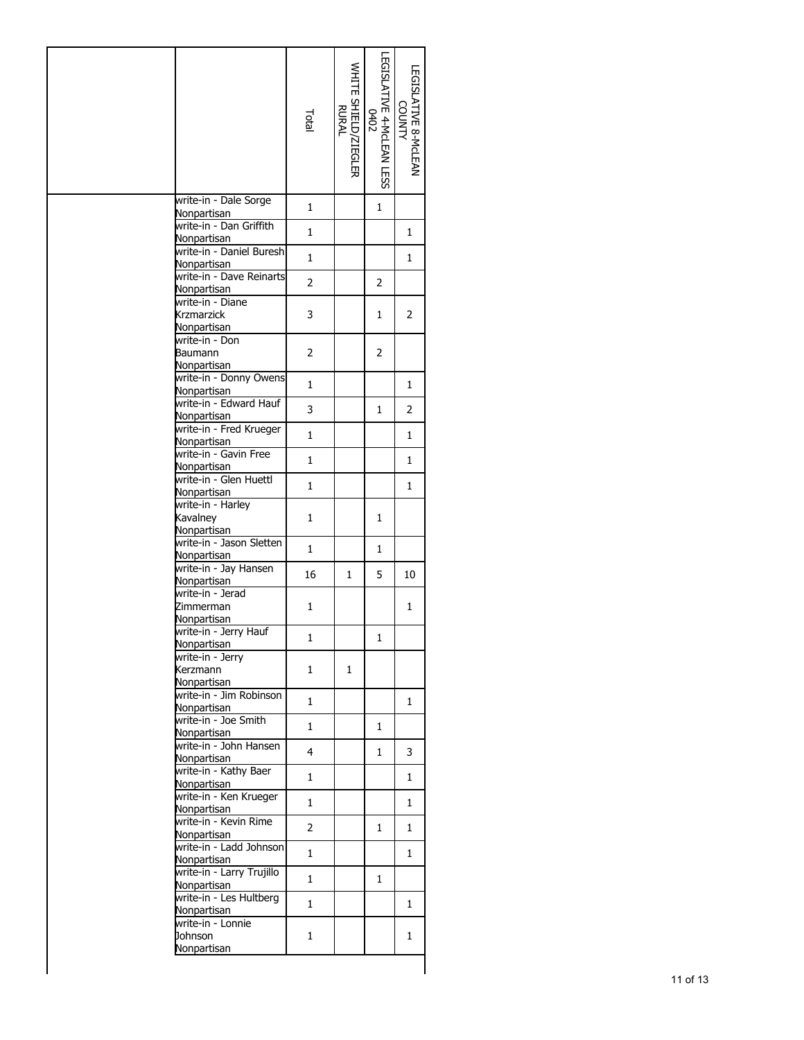| | | Total | WHITE SHIELD/ZIEGLER RURAL | LEGISLATIVE 4-McLEAN LESS 0402 | LEGISLATIVE 8-McLEAN COUNTY |
|---|---|---|---|---|---|
| | write-in - Dale Sorge Nonpartisan | 1 | | 1 | |
| | write-in - Dan Griffith Nonpartisan | 1 | | | 1 |
| | write-in - Daniel Buresh Nonpartisan | 1 | | | 1 |
| | write-in - Dave Reinarts Nonpartisan | 2 | | 2 | |
| | write-in - Diane Krzmarzick Nonpartisan | 3 | | 1 | 2 |
| | write-in - Don Baumann Nonpartisan | 2 | | 2 | |
| | write-in - Donny Owens Nonpartisan | 1 | | | 1 |
| | write-in - Edward Hauf Nonpartisan | 3 | | 1 | 2 |
| | write-in - Fred Krueger Nonpartisan | 1 | | | 1 |
| | write-in - Gavin Free Nonpartisan | 1 | | | 1 |
| | write-in - Glen Huettl Nonpartisan | 1 | | | 1 |
| | write-in - Harley Kavalney Nonpartisan | 1 | | 1 | |
| | write-in - Jason Sletten Nonpartisan | 1 | | 1 | |
| | write-in - Jay Hansen Nonpartisan | 16 | 1 | 5 | 10 |
| | write-in - Jerad Zimmerman Nonpartisan | 1 | | | 1 |
| | write-in - Jerry Hauf Nonpartisan | 1 | | 1 | |
| | write-in - Jerry Kerzmann Nonpartisan | 1 | 1 | | |
| | write-in - Jim Robinson Nonpartisan | 1 | | | 1 |
| | write-in - Joe Smith Nonpartisan | 1 | | 1 | |
| | write-in - John Hansen Nonpartisan | 4 | | 1 | 3 |
| | write-in - Kathy Baer Nonpartisan | 1 | | | 1 |
| | write-in - Ken Krueger Nonpartisan | 1 | | | 1 |
| | write-in - Kevin Rime Nonpartisan | 2 | | 1 | 1 |
| | write-in - Ladd Johnson Nonpartisan | 1 | | | 1 |
| | write-in - Larry Trujillo Nonpartisan | 1 | | 1 | |
| | write-in - Les Hultberg Nonpartisan | 1 | | | 1 |
| | write-in - Lonnie Johnson Nonpartisan | 1 | | | 1 |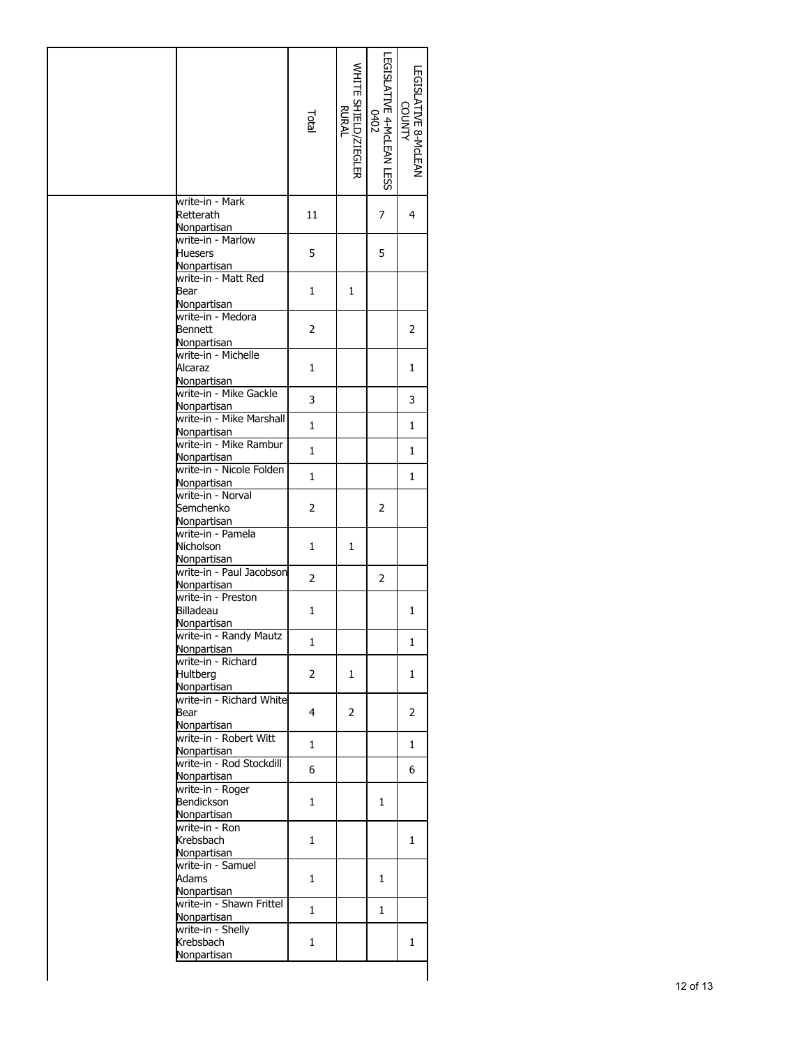| | | Total | WHITE SHIELD/ZIEGLER RURAL | LEGISLATIVE 4-McLEAN LESS 0402 | LEGISLATIVE 8-McLEAN COUNTY |
|---|---|---|---|---|---|
| | write-in - Mark Retterath Nonpartisan | 11 | | 7 | 4 |
| | write-in - Marlow Huesers Nonpartisan | 5 | | 5 | |
| | write-in - Matt Red Bear Nonpartisan | 1 | 1 | | |
| | write-in - Medora Bennett Nonpartisan | 2 | | | 2 |
| | write-in - Michelle Alcaraz Nonpartisan | 1 | | | 1 |
| | write-in - Mike Gackle Nonpartisan | 3 | | | 3 |
| | write-in - Mike Marshall Nonpartisan | 1 | | | 1 |
| | write-in - Mike Rambur Nonpartisan | 1 | | | 1 |
| | write-in - Nicole Folden Nonpartisan | 1 | | | 1 |
| | write-in - Norval Semchenko Nonpartisan | 2 | | 2 | |
| | write-in - Pamela Nicholson Nonpartisan | 1 | 1 | | |
| | write-in - Paul Jacobson Nonpartisan | 2 | | 2 | |
| | write-in - Preston Billadeau Nonpartisan | 1 | | | 1 |
| | write-in - Randy Mautz Nonpartisan | 1 | | | 1 |
| | write-in - Richard Hultberg Nonpartisan | 2 | 1 | | 1 |
| | write-in - Richard White Bear Nonpartisan | 4 | 2 | | 2 |
| | write-in - Robert Witt Nonpartisan | 1 | | | 1 |
| | write-in - Rod Stockdill Nonpartisan | 6 | | | 6 |
| | write-in - Roger Bendickson Nonpartisan | 1 | | 1 | |
| | write-in - Ron Krebsbach Nonpartisan | 1 | | | 1 |
| | write-in - Samuel Adams Nonpartisan | 1 | | 1 | |
| | write-in - Shawn Frittel Nonpartisan | 1 | | 1 | |
| | write-in - Shelly Krebsbach Nonpartisan | 1 | | | 1 |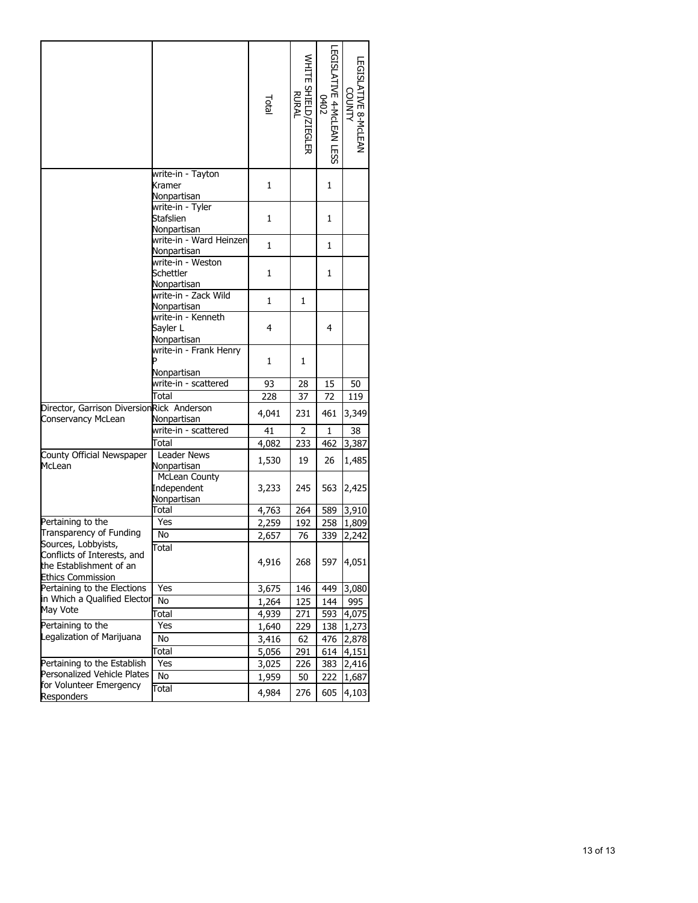| | | Total | WHITE SHIELD/ZIEGLER RURAL | LEGISLATIVE 4-McLEAN LESS 0402 | LEGISLATIVE 8-McLEAN COUNTY |
|---|---|---|---|---|---|
| | write-in - Tayton Kramer Nonpartisan | 1 | | 1 | |
| | write-in - Tyler Stafslien Nonpartisan | 1 | | 1 | |
| | write-in - Ward Heinzen Nonpartisan | 1 | | 1 | |
| | write-in - Weston Schettler Nonpartisan | 1 | | 1 | |
| | write-in - Zack Wild Nonpartisan | 1 | 1 | | |
| | write-in - Kenneth Sayler L Nonpartisan | 4 | | 4 | |
| | write-in - Frank Henry P Nonpartisan | 1 | 1 | | |
| | write-in - scattered | 93 | 28 | 15 | 50 |
| | Total | 228 | 37 | 72 | 119 |
| Director, Garrison Diversion Conservancy McLean | Rick Anderson Nonpartisan | 4,041 | 231 | 461 | 3,349 |
| | write-in - scattered | 41 | 2 | 1 | 38 |
| | Total | 4,082 | 233 | 462 | 3,387 |
| County Official Newspaper McLean | Leader News Nonpartisan | 1,530 | 19 | 26 | 1,485 |
| | McLean County Independent Nonpartisan | 3,233 | 245 | 563 | 2,425 |
| | Total | 4,763 | 264 | 589 | 3,910 |
| Pertaining to the Transparency of Funding Sources, Lobbyists, Conflicts of Interests, and the Establishment of an Ethics Commission | Yes | 2,259 | 192 | 258 | 1,809 |
| | No | 2,657 | 76 | 339 | 2,242 |
| | Total | 4,916 | 268 | 597 | 4,051 |
| Pertaining to the Elections in Which a Qualified Elector May Vote | Yes | 3,675 | 146 | 449 | 3,080 |
| | No | 1,264 | 125 | 144 | 995 |
| | Total | 4,939 | 271 | 593 | 4,075 |
| Pertaining to the Legalization of Marijuana | Yes | 1,640 | 229 | 138 | 1,273 |
| | No | 3,416 | 62 | 476 | 2,878 |
| | Total | 5,056 | 291 | 614 | 4,151 |
| Pertaining to the Establish Personalized Vehicle Plates for Volunteer Emergency Responders | Yes | 3,025 | 226 | 383 | 2,416 |
| | No | 1,959 | 50 | 222 | 1,687 |
| | Total | 4,984 | 276 | 605 | 4,103 |